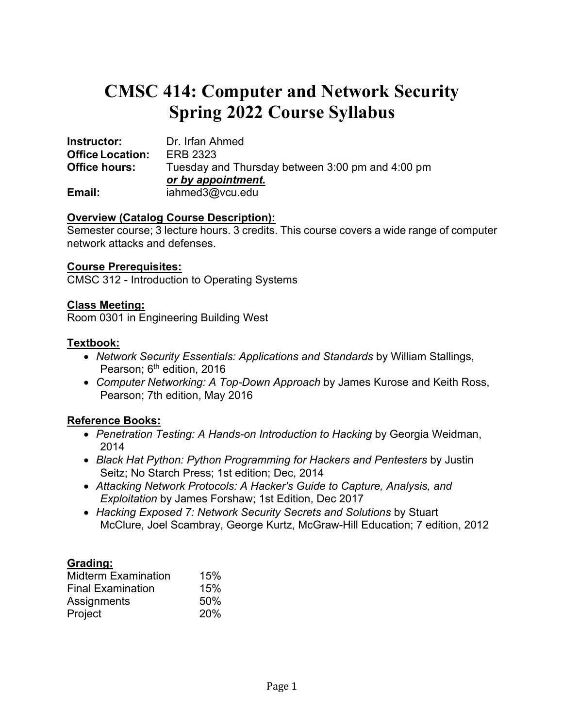# CMSC 414: Computer and Network Security
# Spring 2022 Course Syllabus

**Instructor:** Dr. Irfan Ahmed
**Office Location:** ERB 2323
**Office hours:** Tuesday and Thursday between 3:00 pm and 4:00 pm
***or by appointment.***
**Email:** iahmed3@vcu.edu

**Overview (Catalog Course Description):**
Semester course; 3 lecture hours. 3 credits. This course covers a wide range of computer network attacks and defenses.

**Course Prerequisites:**
CMSC 312 - Introduction to Operating Systems

**Class Meeting:**
Room 0301 in Engineering Building West

**Textbook:**
- *Network Security Essentials: Applications and Standards* by William Stallings, Pearson; 6th edition, 2016
- *Computer Networking: A Top-Down Approach* by James Kurose and Keith Ross, Pearson; 7th edition, May 2016

**Reference Books:**
- *Penetration Testing: A Hands-on Introduction to Hacking* by Georgia Weidman, 2014
- *Black Hat Python: Python Programming for Hackers and Pentesters* by Justin Seitz; No Starch Press; 1st edition; Dec, 2014
- *Attacking Network Protocols: A Hacker's Guide to Capture, Analysis, and Exploitation* by James Forshaw; 1st Edition, Dec 2017
- *Hacking Exposed 7: Network Security Secrets and Solutions* by Stuart McClure, Joel Scambray, George Kurtz, McGraw-Hill Education; 7 edition, 2012

**Grading:**

| | |
|---|---|
| Midterm Examination | 15% |
| Final Examination | 15% |
| Assignments | 50% |
| Project | 20% |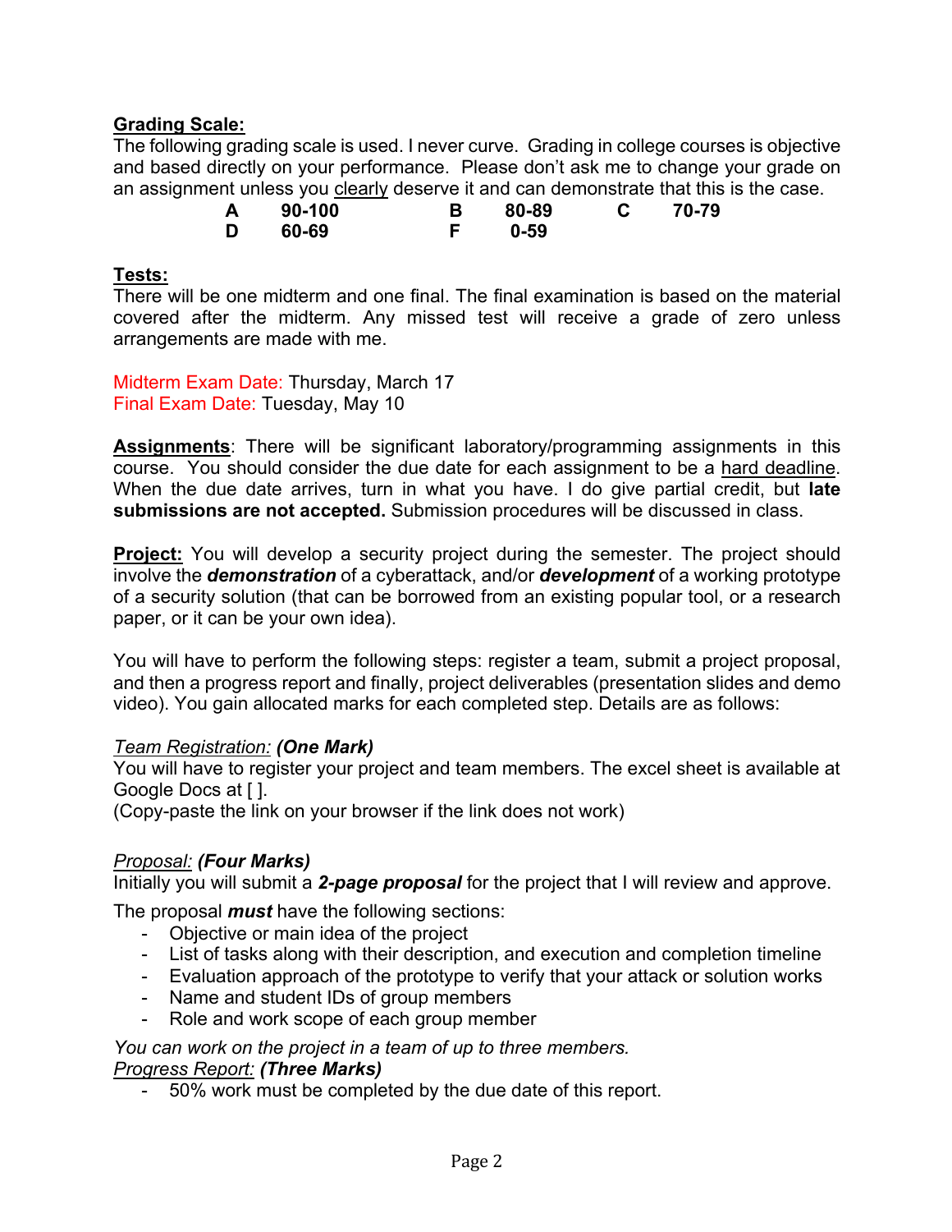**Grading Scale:**

The following grading scale is used. I never curve. Grading in college courses is objective and based directly on your performance. Please don't ask me to change your grade on an assignment unless you clearly deserve it and can demonstrate that this is the case.

| | | | | | |
|---|---|---|---|---|---|
| **A** | **90-100** | **B** | **80-89** | **C** | **70-79** |
| **D** | **60-69** | **F** | **0-59** | | |

**Tests:**

There will be one midterm and one final. The final examination is based on the material covered after the midterm. Any missed test will receive a grade of zero unless arrangements are made with me.

Midterm Exam Date: Thursday, March 17
Final Exam Date: Tuesday, May 10

**Assignments**: There will be significant laboratory/programming assignments in this course. You should consider the due date for each assignment to be a hard deadline. When the due date arrives, turn in what you have. I do give partial credit, but **late submissions are not accepted.** Submission procedures will be discussed in class.

**Project:** You will develop a security project during the semester. The project should involve the ***demonstration*** of a cyberattack, and/or ***development*** of a working prototype of a security solution (that can be borrowed from an existing popular tool, or a research paper, or it can be your own idea).

You will have to perform the following steps: register a team, submit a project proposal, and then a progress report and finally, project deliverables (presentation slides and demo video). You gain allocated marks for each completed step. Details are as follows:

*Team Registration:* ***(One Mark)***

You will have to register your project and team members. The excel sheet is available at Google Docs at [ ].
(Copy-paste the link on your browser if the link does not work)

*Proposal:* ***(Four Marks)***

Initially you will submit a ***2-page proposal*** for the project that I will review and approve.

The proposal ***must*** have the following sections:

- Objective or main idea of the project
- List of tasks along with their description, and execution and completion timeline
- Evaluation approach of the prototype to verify that your attack or solution works
- Name and student IDs of group members
- Role and work scope of each group member

*You can work on the project in a team of up to three members.*

*Progress Report:* ***(Three Marks)***

- 50% work must be completed by the due date of this report.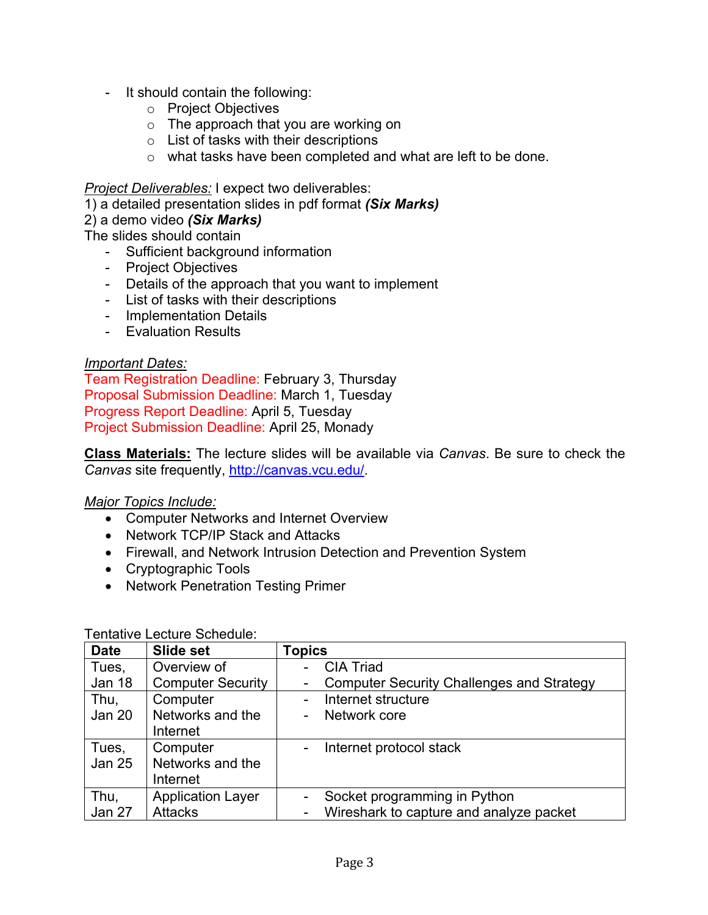- It should contain the following:
    - Project Objectives
    - The approach that you are working on
    - List of tasks with their descriptions
    - what tasks have been completed and what are left to be done.

*Project Deliverables:* I expect two deliverables:
1) a detailed presentation slides in pdf format ***(Six Marks)***
2) a demo video ***(Six Marks)***

The slides should contain
- Sufficient background information
- Project Objectives
- Details of the approach that you want to implement
- List of tasks with their descriptions
- Implementation Details
- Evaluation Results

*Important Dates:*
Team Registration Deadline: February 3, Thursday
Proposal Submission Deadline: March 1, Tuesday
Progress Report Deadline: April 5, Tuesday
Project Submission Deadline: April 25, Monady

**Class Materials:** The lecture slides will be available via *Canvas*. Be sure to check the *Canvas* site frequently, http://canvas.vcu.edu/.

*Major Topics Include:*
- Computer Networks and Internet Overview
- Network TCP/IP Stack and Attacks
- Firewall, and Network Intrusion Detection and Prevention System
- Cryptographic Tools
- Network Penetration Testing Primer

Tentative Lecture Schedule:

| Date | Slide set | Topics |
|---|---|---|
| Tues, Jan 18 | Overview of Computer Security | - CIA Triad<br>- Computer Security Challenges and Strategy |
| Thu, Jan 20 | Computer Networks and the Internet | - Internet structure<br>- Network core |
| Tues, Jan 25 | Computer Networks and the Internet | - Internet protocol stack |
| Thu, Jan 27 | Application Layer Attacks | - Socket programming in Python<br>- Wireshark to capture and analyze packet |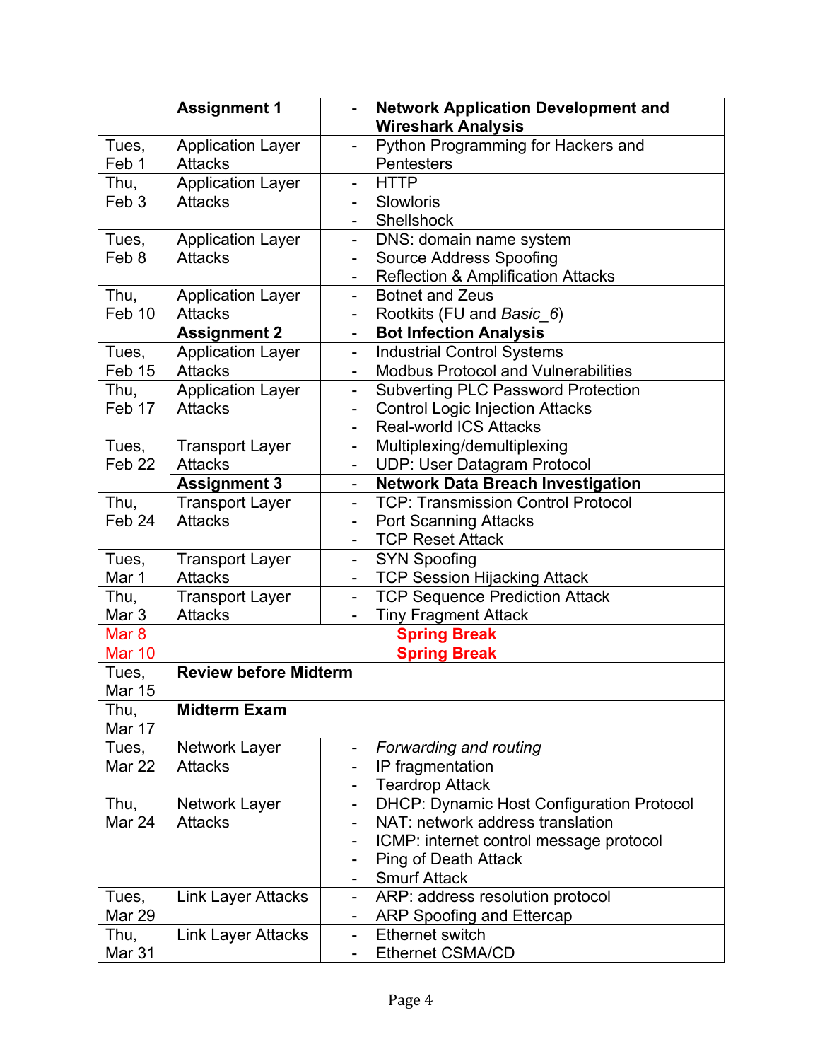| | | |
|---|---|---|
| | **Assignment 1** | - **Network Application Development and Wireshark Analysis** |
| Tues, Feb 1 | Application Layer Attacks | - Python Programming for Hackers and Pentesters |
| Thu, Feb 3 | Application Layer Attacks | - HTTP<br>- Slowloris<br>- Shellshock |
| Tues, Feb 8 | Application Layer Attacks | - DNS: domain name system<br>- Source Address Spoofing<br>- Reflection & Amplification Attacks |
| Thu, Feb 10 | Application Layer Attacks | - Botnet and Zeus<br>- Rootkits (FU and *Basic_6*) |
| | **Assignment 2** | - **Bot Infection Analysis** |
| Tues, Feb 15 | Application Layer Attacks | - Industrial Control Systems<br>- Modbus Protocol and Vulnerabilities |
| Thu, Feb 17 | Application Layer Attacks | - Subverting PLC Password Protection<br>- Control Logic Injection Attacks<br>- Real-world ICS Attacks |
| Tues, Feb 22 | Transport Layer Attacks | - Multiplexing/demultiplexing<br>- UDP: User Datagram Protocol |
| | **Assignment 3** | - **Network Data Breach Investigation** |
| Thu, Feb 24 | Transport Layer Attacks | - TCP: Transmission Control Protocol<br>- Port Scanning Attacks<br>- TCP Reset Attack |
| Tues, Mar 1 | Transport Layer Attacks | - SYN Spoofing<br>- TCP Session Hijacking Attack |
| Thu, Mar 3 | Transport Layer Attacks | - TCP Sequence Prediction Attack<br>- Tiny Fragment Attack |
| Mar 8 | **Spring Break** | |
| Mar 10 | **Spring Break** | |
| Tues, Mar 15 | **Review before Midterm** | |
| Thu, Mar 17 | **Midterm Exam** | |
| Tues, Mar 22 | Network Layer Attacks | - *Forwarding and routing*<br>- IP fragmentation<br>- Teardrop Attack |
| Thu, Mar 24 | Network Layer Attacks | - DHCP: Dynamic Host Configuration Protocol<br>- NAT: network address translation<br>- ICMP: internet control message protocol<br>- Ping of Death Attack<br>- Smurf Attack |
| Tues, Mar 29 | Link Layer Attacks | - ARP: address resolution protocol<br>- ARP Spoofing and Ettercap |
| Thu, Mar 31 | Link Layer Attacks | - Ethernet switch<br>- Ethernet CSMA/CD |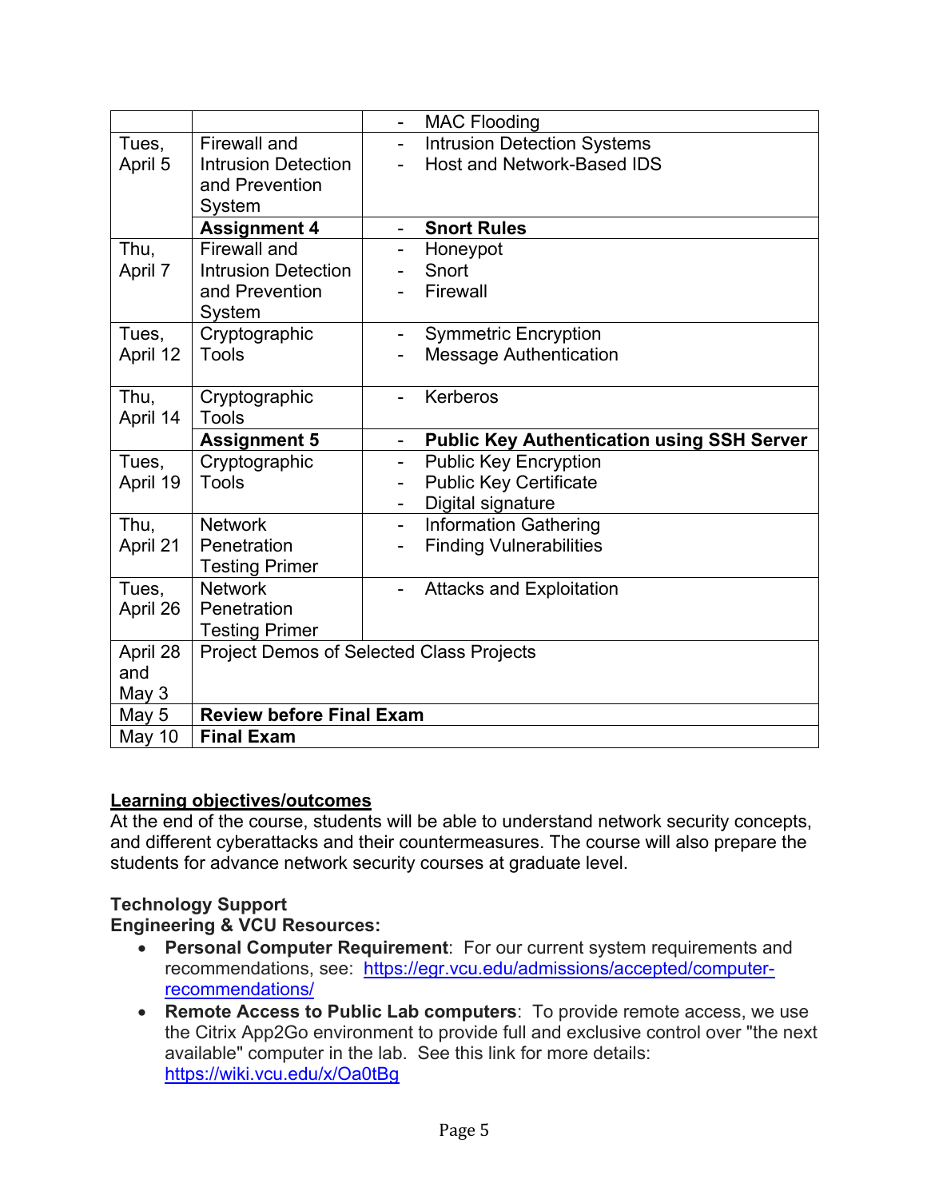| | | |
|---|---|---|
| | | - MAC Flooding |
| Tues, April 5 | Firewall and Intrusion Detection and Prevention System | - Intrusion Detection Systems<br>- Host and Network-Based IDS |
| | **Assignment 4** | - **Snort Rules** |
| Thu, April 7 | Firewall and Intrusion Detection and Prevention System | - Honeypot<br>- Snort<br>- Firewall |
| Tues, April 12 | Cryptographic Tools | - Symmetric Encryption<br>- Message Authentication |
| Thu, April 14 | Cryptographic Tools | - Kerberos |
| | **Assignment 5** | - **Public Key Authentication using SSH Server** |
| Tues, April 19 | Cryptographic Tools | - Public Key Encryption<br>- Public Key Certificate<br>- Digital signature |
| Thu, April 21 | Network Penetration Testing Primer | - Information Gathering<br>- Finding Vulnerabilities |
| Tues, April 26 | Network Penetration Testing Primer | - Attacks and Exploitation |
| April 28 and May 3 | Project Demos of Selected Class Projects | |
| May 5 | **Review before Final Exam** | |
| May 10 | **Final Exam** | |

**Learning objectives/outcomes**

At the end of the course, students will be able to understand network security concepts, and different cyberattacks and their countermeasures. The course will also prepare the students for advance network security courses at graduate level.

**Technology Support**

**Engineering & VCU Resources:**

- **Personal Computer Requirement**: For our current system requirements and recommendations, see: https://egr.vcu.edu/admissions/accepted/computer-recommendations/
- **Remote Access to Public Lab computers**: To provide remote access, we use the Citrix App2Go environment to provide full and exclusive control over "the next available" computer in the lab. See this link for more details: https://wiki.vcu.edu/x/Oa0tBg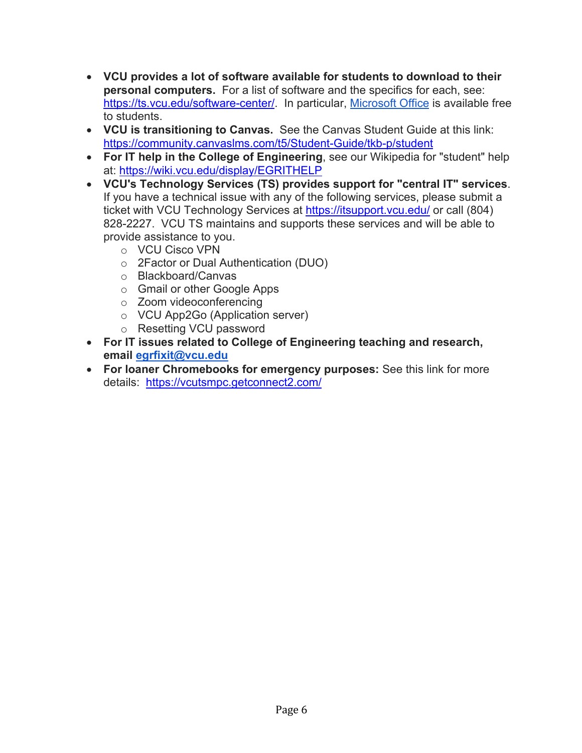- **VCU provides a lot of software available for students to download to their personal computers.** For a list of software and the specifics for each, see: https://ts.vcu.edu/software-center/. In particular, Microsoft Office is available free to students.
- **VCU is transitioning to Canvas.** See the Canvas Student Guide at this link: https://community.canvaslms.com/t5/Student-Guide/tkb-p/student
- **For IT help in the College of Engineering**, see our Wikipedia for "student" help at: https://wiki.vcu.edu/display/EGRITHELP
- **VCU's Technology Services (TS) provides support for "central IT" services**. If you have a technical issue with any of the following services, please submit a ticket with VCU Technology Services at https://itsupport.vcu.edu/ or call (804) 828-2227. VCU TS maintains and supports these services and will be able to provide assistance to you.
    - VCU Cisco VPN
    - 2Factor or Dual Authentication (DUO)
    - Blackboard/Canvas
    - Gmail or other Google Apps
    - Zoom videoconferencing
    - VCU App2Go (Application server)
    - Resetting VCU password
- **For IT issues related to College of Engineering teaching and research, email egrfixit@vcu.edu**
- **For loaner Chromebooks for emergency purposes:** See this link for more details: https://vcutsmpc.getconnect2.com/